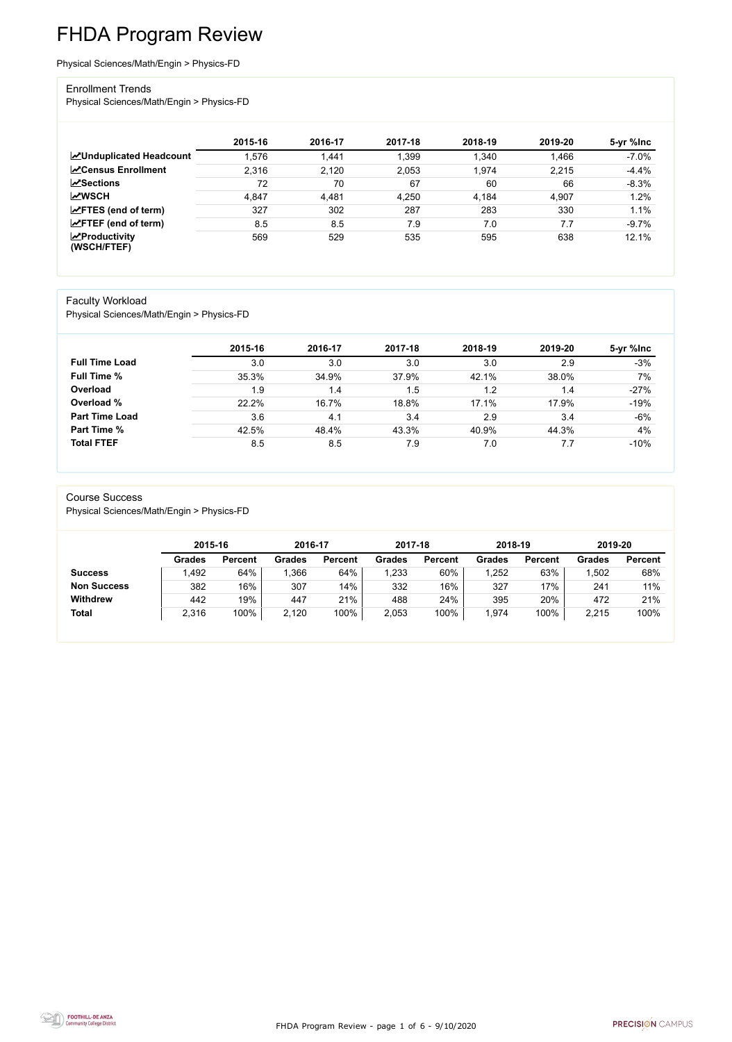# FHDA Program Review

Physical Sciences/Math/Engin > Physics-FD

## Enrollment Trends

Physical Sciences/Math/Engin > Physics-FD

| | 2015-16 | 2016-17 | 2017-18 | 2018-19 | 2019-20 | 5-yr %Inc |
|---|---|---|---|---|---|---|
| **Unduplicated Headcount** | 1,576 | 1,441 | 1,399 | 1,340 | 1,466 | -7.0% |
| **Census Enrollment** | 2,316 | 2,120 | 2,053 | 1,974 | 2,215 | -4.4% |
| **Sections** | 72 | 70 | 67 | 60 | 66 | -8.3% |
| **WSCH** | 4,847 | 4,481 | 4,250 | 4,184 | 4,907 | 1.2% |
| **FTES (end of term)** | 327 | 302 | 287 | 283 | 330 | 1.1% |
| **FTEF (end of term)** | 8.5 | 8.5 | 7.9 | 7.0 | 7.7 | -9.7% |
| **Productivity (WSCH/FTEF)** | 569 | 529 | 535 | 595 | 638 | 12.1% |

## Faculty Workload

Physical Sciences/Math/Engin > Physics-FD

| | 2015-16 | 2016-17 | 2017-18 | 2018-19 | 2019-20 | 5-yr %Inc |
|---|---|---|---|---|---|---|
| **Full Time Load** | 3.0 | 3.0 | 3.0 | 3.0 | 2.9 | -3% |
| **Full Time %** | 35.3% | 34.9% | 37.9% | 42.1% | 38.0% | 7% |
| **Overload** | 1.9 | 1.4 | 1.5 | 1.2 | 1.4 | -27% |
| **Overload %** | 22.2% | 16.7% | 18.8% | 17.1% | 17.9% | -19% |
| **Part Time Load** | 3.6 | 4.1 | 3.4 | 2.9 | 3.4 | -6% |
| **Part Time %** | 42.5% | 48.4% | 43.3% | 40.9% | 44.3% | 4% |
| **Total FTEF** | 8.5 | 8.5 | 7.9 | 7.0 | 7.7 | -10% |

## Course Success

Physical Sciences/Math/Engin > Physics-FD

| | 2015-16 | | 2016-17 | | 2017-18 | | 2018-19 | | 2019-20 | |
|---|---|---|---|---|---|---|---|---|---|---|
| | **Grades** | **Percent** | **Grades** | **Percent** | **Grades** | **Percent** | **Grades** | **Percent** | **Grades** | **Percent** |
| **Success** | 1,492 | 64% | 1,366 | 64% | 1,233 | 60% | 1,252 | 63% | 1,502 | 68% |
| **Non Success** | 382 | 16% | 307 | 14% | 332 | 16% | 327 | 17% | 241 | 11% |
| **Withdrew** | 442 | 19% | 447 | 21% | 488 | 24% | 395 | 20% | 472 | 21% |
| **Total** | 2,316 | 100% | 2,120 | 100% | 2,053 | 100% | 1,974 | 100% | 2,215 | 100% |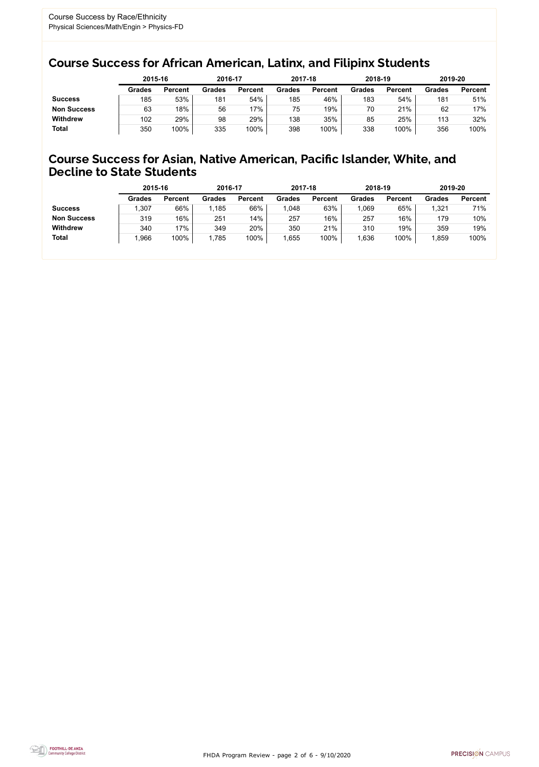Course Success by Race/Ethnicity
Physical Sciences/Math/Engin > Physics-FD

## Course Success for African American, Latinx, and Filipinx Students

| | 2015-16 | | 2016-17 | | 2017-18 | | 2018-19 | | 2019-20 | |
|---|---|---|---|---|---|---|---|---|---|---|
| | Grades | Percent | Grades | Percent | Grades | Percent | Grades | Percent | Grades | Percent |
| **Success** | 185 | 53% | 181 | 54% | 185 | 46% | 183 | 54% | 181 | 51% |
| **Non Success** | 63 | 18% | 56 | 17% | 75 | 19% | 70 | 21% | 62 | 17% |
| **Withdrew** | 102 | 29% | 98 | 29% | 138 | 35% | 85 | 25% | 113 | 32% |
| **Total** | 350 | 100% | 335 | 100% | 398 | 100% | 338 | 100% | 356 | 100% |

## Course Success for Asian, Native American, Pacific Islander, White, and Decline to State Students

| | 2015-16 | | 2016-17 | | 2017-18 | | 2018-19 | | 2019-20 | |
|---|---|---|---|---|---|---|---|---|---|---|
| | Grades | Percent | Grades | Percent | Grades | Percent | Grades | Percent | Grades | Percent |
| **Success** | 1,307 | 66% | 1,185 | 66% | 1,048 | 63% | 1,069 | 65% | 1,321 | 71% |
| **Non Success** | 319 | 16% | 251 | 14% | 257 | 16% | 257 | 16% | 179 | 10% |
| **Withdrew** | 340 | 17% | 349 | 20% | 350 | 21% | 310 | 19% | 359 | 19% |
| **Total** | 1,966 | 100% | 1,785 | 100% | 1,655 | 100% | 1,636 | 100% | 1,859 | 100% |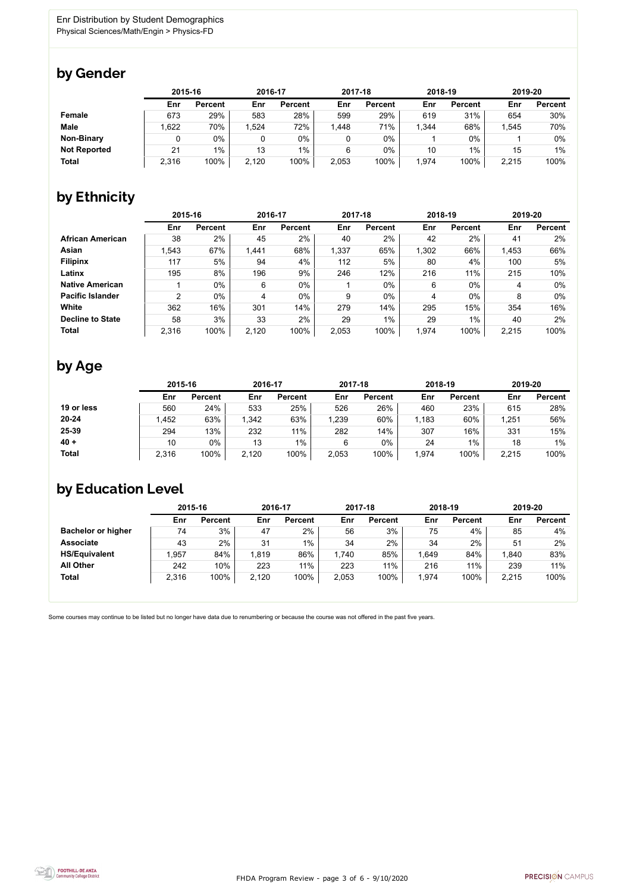Enr Distribution by Student Demographics
Physical Sciences/Math/Engin > Physics-FD

## by Gender

| | 2015-16 | | 2016-17 | | 2017-18 | | 2018-19 | | 2019-20 | |
|---|---|---|---|---|---|---|---|---|---|---|
| | Enr | Percent | Enr | Percent | Enr | Percent | Enr | Percent | Enr | Percent |
| **Female** | 673 | 29% | 583 | 28% | 599 | 29% | 619 | 31% | 654 | 30% |
| **Male** | 1,622 | 70% | 1,524 | 72% | 1,448 | 71% | 1,344 | 68% | 1,545 | 70% |
| **Non-Binary** | 0 | 0% | 0 | 0% | 0 | 0% | 1 | 0% | 1 | 0% |
| **Not Reported** | 21 | 1% | 13 | 1% | 6 | 0% | 10 | 1% | 15 | 1% |
| **Total** | 2,316 | 100% | 2,120 | 100% | 2,053 | 100% | 1,974 | 100% | 2,215 | 100% |

## by Ethnicity

| | 2015-16 | | 2016-17 | | 2017-18 | | 2018-19 | | 2019-20 | |
|---|---|---|---|---|---|---|---|---|---|---|
| | Enr | Percent | Enr | Percent | Enr | Percent | Enr | Percent | Enr | Percent |
| **African American** | 38 | 2% | 45 | 2% | 40 | 2% | 42 | 2% | 41 | 2% |
| **Asian** | 1,543 | 67% | 1,441 | 68% | 1,337 | 65% | 1,302 | 66% | 1,453 | 66% |
| **Filipinx** | 117 | 5% | 94 | 4% | 112 | 5% | 80 | 4% | 100 | 5% |
| **Latinx** | 195 | 8% | 196 | 9% | 246 | 12% | 216 | 11% | 215 | 10% |
| **Native American** | 1 | 0% | 6 | 0% | 1 | 0% | 6 | 0% | 4 | 0% |
| **Pacific Islander** | 2 | 0% | 4 | 0% | 9 | 0% | 4 | 0% | 8 | 0% |
| **White** | 362 | 16% | 301 | 14% | 279 | 14% | 295 | 15% | 354 | 16% |
| **Decline to State** | 58 | 3% | 33 | 2% | 29 | 1% | 29 | 1% | 40 | 2% |
| **Total** | 2,316 | 100% | 2,120 | 100% | 2,053 | 100% | 1,974 | 100% | 2,215 | 100% |

## by Age

| | 2015-16 | | 2016-17 | | 2017-18 | | 2018-19 | | 2019-20 | |
|---|---|---|---|---|---|---|---|---|---|---|
| | Enr | Percent | Enr | Percent | Enr | Percent | Enr | Percent | Enr | Percent |
| **19 or less** | 560 | 24% | 533 | 25% | 526 | 26% | 460 | 23% | 615 | 28% |
| **20-24** | 1,452 | 63% | 1,342 | 63% | 1,239 | 60% | 1,183 | 60% | 1,251 | 56% |
| **25-39** | 294 | 13% | 232 | 11% | 282 | 14% | 307 | 16% | 331 | 15% |
| **40 +** | 10 | 0% | 13 | 1% | 6 | 0% | 24 | 1% | 18 | 1% |
| **Total** | 2,316 | 100% | 2,120 | 100% | 2,053 | 100% | 1,974 | 100% | 2,215 | 100% |

## by Education Level

| | 2015-16 | | 2016-17 | | 2017-18 | | 2018-19 | | 2019-20 | |
|---|---|---|---|---|---|---|---|---|---|---|
| | Enr | Percent | Enr | Percent | Enr | Percent | Enr | Percent | Enr | Percent |
| **Bachelor or higher** | 74 | 3% | 47 | 2% | 56 | 3% | 75 | 4% | 85 | 4% |
| **Associate** | 43 | 2% | 31 | 1% | 34 | 2% | 34 | 2% | 51 | 2% |
| **HS/Equivalent** | 1,957 | 84% | 1,819 | 86% | 1,740 | 85% | 1,649 | 84% | 1,840 | 83% |
| **All Other** | 242 | 10% | 223 | 11% | 223 | 11% | 216 | 11% | 239 | 11% |
| **Total** | 2,316 | 100% | 2,120 | 100% | 2,053 | 100% | 1,974 | 100% | 2,215 | 100% |

Some courses may continue to be listed but no longer have data due to renumbering or because the course was not offered in the past five years.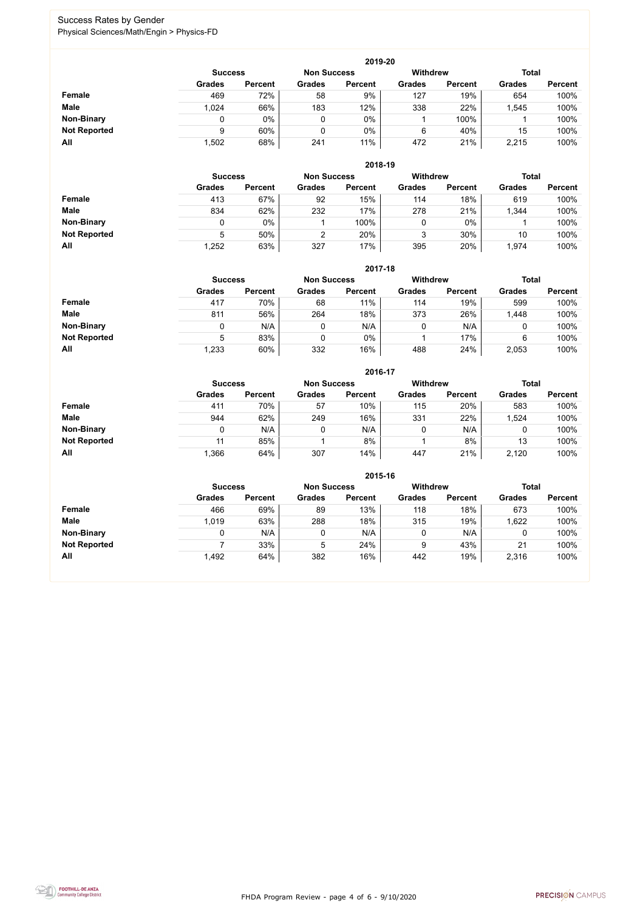## Success Rates by Gender

Physical Sciences/Math/Engin > Physics-FD

### 2019-20

| | Success | | Non Success | | Withdrew | | Total | |
|---|---|---|---|---|---|---|---|---|
| | Grades | Percent | Grades | Percent | Grades | Percent | Grades | Percent |
| **Female** | 469 | 72% | 58 | 9% | 127 | 19% | 654 | 100% |
| **Male** | 1,024 | 66% | 183 | 12% | 338 | 22% | 1,545 | 100% |
| **Non-Binary** | 0 | 0% | 0 | 0% | 1 | 100% | 1 | 100% |
| **Not Reported** | 9 | 60% | 0 | 0% | 6 | 40% | 15 | 100% |
| **All** | 1,502 | 68% | 241 | 11% | 472 | 21% | 2,215 | 100% |

### 2018-19

| | Success | | Non Success | | Withdrew | | Total | |
|---|---|---|---|---|---|---|---|---|
| | Grades | Percent | Grades | Percent | Grades | Percent | Grades | Percent |
| **Female** | 413 | 67% | 92 | 15% | 114 | 18% | 619 | 100% |
| **Male** | 834 | 62% | 232 | 17% | 278 | 21% | 1,344 | 100% |
| **Non-Binary** | 0 | 0% | 1 | 100% | 0 | 0% | 1 | 100% |
| **Not Reported** | 5 | 50% | 2 | 20% | 3 | 30% | 10 | 100% |
| **All** | 1,252 | 63% | 327 | 17% | 395 | 20% | 1,974 | 100% |

### 2017-18

| | Success | | Non Success | | Withdrew | | Total | |
|---|---|---|---|---|---|---|---|---|
| | Grades | Percent | Grades | Percent | Grades | Percent | Grades | Percent |
| **Female** | 417 | 70% | 68 | 11% | 114 | 19% | 599 | 100% |
| **Male** | 811 | 56% | 264 | 18% | 373 | 26% | 1,448 | 100% |
| **Non-Binary** | 0 | N/A | 0 | N/A | 0 | N/A | 0 | 100% |
| **Not Reported** | 5 | 83% | 0 | 0% | 1 | 17% | 6 | 100% |
| **All** | 1,233 | 60% | 332 | 16% | 488 | 24% | 2,053 | 100% |

### 2016-17

| | Success | | Non Success | | Withdrew | | Total | |
|---|---|---|---|---|---|---|---|---|
| | Grades | Percent | Grades | Percent | Grades | Percent | Grades | Percent |
| **Female** | 411 | 70% | 57 | 10% | 115 | 20% | 583 | 100% |
| **Male** | 944 | 62% | 249 | 16% | 331 | 22% | 1,524 | 100% |
| **Non-Binary** | 0 | N/A | 0 | N/A | 0 | N/A | 0 | 100% |
| **Not Reported** | 11 | 85% | 1 | 8% | 1 | 8% | 13 | 100% |
| **All** | 1,366 | 64% | 307 | 14% | 447 | 21% | 2,120 | 100% |

### 2015-16

| | Success | | Non Success | | Withdrew | | Total | |
|---|---|---|---|---|---|---|---|---|
| | Grades | Percent | Grades | Percent | Grades | Percent | Grades | Percent |
| **Female** | 466 | 69% | 89 | 13% | 118 | 18% | 673 | 100% |
| **Male** | 1,019 | 63% | 288 | 18% | 315 | 19% | 1,622 | 100% |
| **Non-Binary** | 0 | N/A | 0 | N/A | 0 | N/A | 0 | 100% |
| **Not Reported** | 7 | 33% | 5 | 24% | 9 | 43% | 21 | 100% |
| **All** | 1,492 | 64% | 382 | 16% | 442 | 19% | 2,316 | 100% |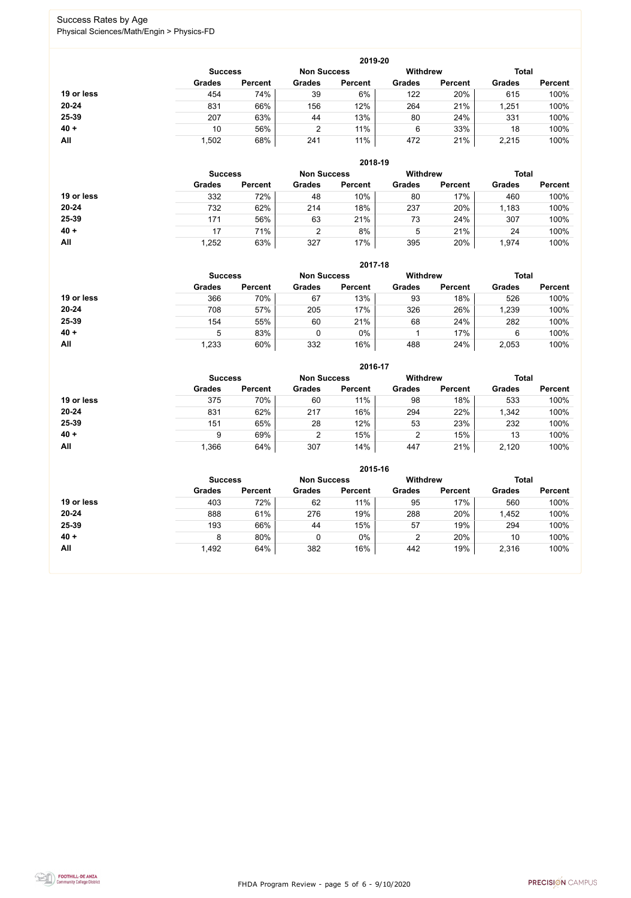# Success Rates by Age

Physical Sciences/Math/Engin > Physics-FD

## 2019-20

| | Success | | Non Success | | Withdrew | | Total | |
|---|---|---|---|---|---|---|---|---|
| | Grades | Percent | Grades | Percent | Grades | Percent | Grades | Percent |
| **19 or less** | 454 | 74% | 39 | 6% | 122 | 20% | 615 | 100% |
| **20-24** | 831 | 66% | 156 | 12% | 264 | 21% | 1,251 | 100% |
| **25-39** | 207 | 63% | 44 | 13% | 80 | 24% | 331 | 100% |
| **40 +** | 10 | 56% | 2 | 11% | 6 | 33% | 18 | 100% |
| **All** | 1,502 | 68% | 241 | 11% | 472 | 21% | 2,215 | 100% |

## 2018-19

| | Success | | Non Success | | Withdrew | | Total | |
|---|---|---|---|---|---|---|---|---|
| | Grades | Percent | Grades | Percent | Grades | Percent | Grades | Percent |
| **19 or less** | 332 | 72% | 48 | 10% | 80 | 17% | 460 | 100% |
| **20-24** | 732 | 62% | 214 | 18% | 237 | 20% | 1,183 | 100% |
| **25-39** | 171 | 56% | 63 | 21% | 73 | 24% | 307 | 100% |
| **40 +** | 17 | 71% | 2 | 8% | 5 | 21% | 24 | 100% |
| **All** | 1,252 | 63% | 327 | 17% | 395 | 20% | 1,974 | 100% |

## 2017-18

| | Success | | Non Success | | Withdrew | | Total | |
|---|---|---|---|---|---|---|---|---|
| | Grades | Percent | Grades | Percent | Grades | Percent | Grades | Percent |
| **19 or less** | 366 | 70% | 67 | 13% | 93 | 18% | 526 | 100% |
| **20-24** | 708 | 57% | 205 | 17% | 326 | 26% | 1,239 | 100% |
| **25-39** | 154 | 55% | 60 | 21% | 68 | 24% | 282 | 100% |
| **40 +** | 5 | 83% | 0 | 0% | 1 | 17% | 6 | 100% |
| **All** | 1,233 | 60% | 332 | 16% | 488 | 24% | 2,053 | 100% |

## 2016-17

| | Success | | Non Success | | Withdrew | | Total | |
|---|---|---|---|---|---|---|---|---|
| | Grades | Percent | Grades | Percent | Grades | Percent | Grades | Percent |
| **19 or less** | 375 | 70% | 60 | 11% | 98 | 18% | 533 | 100% |
| **20-24** | 831 | 62% | 217 | 16% | 294 | 22% | 1,342 | 100% |
| **25-39** | 151 | 65% | 28 | 12% | 53 | 23% | 232 | 100% |
| **40 +** | 9 | 69% | 2 | 15% | 2 | 15% | 13 | 100% |
| **All** | 1,366 | 64% | 307 | 14% | 447 | 21% | 2,120 | 100% |

## 2015-16

| | Success | | Non Success | | Withdrew | | Total | |
|---|---|---|---|---|---|---|---|---|
| | Grades | Percent | Grades | Percent | Grades | Percent | Grades | Percent |
| **19 or less** | 403 | 72% | 62 | 11% | 95 | 17% | 560 | 100% |
| **20-24** | 888 | 61% | 276 | 19% | 288 | 20% | 1,452 | 100% |
| **25-39** | 193 | 66% | 44 | 15% | 57 | 19% | 294 | 100% |
| **40 +** | 8 | 80% | 0 | 0% | 2 | 20% | 10 | 100% |
| **All** | 1,492 | 64% | 382 | 16% | 442 | 19% | 2,316 | 100% |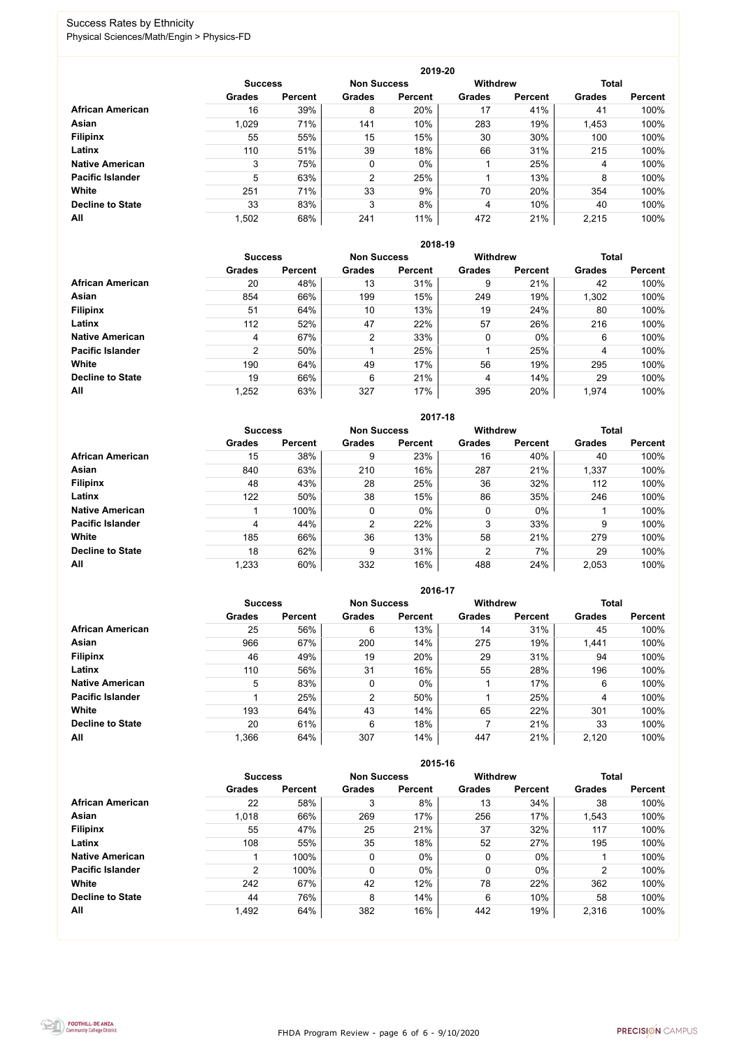## Success Rates by Ethnicity

Physical Sciences/Math/Engin > Physics-FD

### 2019-20

| | Success | | Non Success | | Withdrew | | Total | |
|---|---|---|---|---|---|---|---|---|
| | Grades | Percent | Grades | Percent | Grades | Percent | Grades | Percent |
| **African American** | 16 | 39% | 8 | 20% | 17 | 41% | 41 | 100% |
| **Asian** | 1,029 | 71% | 141 | 10% | 283 | 19% | 1,453 | 100% |
| **Filipinx** | 55 | 55% | 15 | 15% | 30 | 30% | 100 | 100% |
| **Latinx** | 110 | 51% | 39 | 18% | 66 | 31% | 215 | 100% |
| **Native American** | 3 | 75% | 0 | 0% | 1 | 25% | 4 | 100% |
| **Pacific Islander** | 5 | 63% | 2 | 25% | 1 | 13% | 8 | 100% |
| **White** | 251 | 71% | 33 | 9% | 70 | 20% | 354 | 100% |
| **Decline to State** | 33 | 83% | 3 | 8% | 4 | 10% | 40 | 100% |
| **All** | 1,502 | 68% | 241 | 11% | 472 | 21% | 2,215 | 100% |

### 2018-19

| | Success | | Non Success | | Withdrew | | Total | |
|---|---|---|---|---|---|---|---|---|
| | Grades | Percent | Grades | Percent | Grades | Percent | Grades | Percent |
| **African American** | 20 | 48% | 13 | 31% | 9 | 21% | 42 | 100% |
| **Asian** | 854 | 66% | 199 | 15% | 249 | 19% | 1,302 | 100% |
| **Filipinx** | 51 | 64% | 10 | 13% | 19 | 24% | 80 | 100% |
| **Latinx** | 112 | 52% | 47 | 22% | 57 | 26% | 216 | 100% |
| **Native American** | 4 | 67% | 2 | 33% | 0 | 0% | 6 | 100% |
| **Pacific Islander** | 2 | 50% | 1 | 25% | 1 | 25% | 4 | 100% |
| **White** | 190 | 64% | 49 | 17% | 56 | 19% | 295 | 100% |
| **Decline to State** | 19 | 66% | 6 | 21% | 4 | 14% | 29 | 100% |
| **All** | 1,252 | 63% | 327 | 17% | 395 | 20% | 1,974 | 100% |

### 2017-18

| | Success | | Non Success | | Withdrew | | Total | |
|---|---|---|---|---|---|---|---|---|
| | Grades | Percent | Grades | Percent | Grades | Percent | Grades | Percent |
| **African American** | 15 | 38% | 9 | 23% | 16 | 40% | 40 | 100% |
| **Asian** | 840 | 63% | 210 | 16% | 287 | 21% | 1,337 | 100% |
| **Filipinx** | 48 | 43% | 28 | 25% | 36 | 32% | 112 | 100% |
| **Latinx** | 122 | 50% | 38 | 15% | 86 | 35% | 246 | 100% |
| **Native American** | 1 | 100% | 0 | 0% | 0 | 0% | 1 | 100% |
| **Pacific Islander** | 4 | 44% | 2 | 22% | 3 | 33% | 9 | 100% |
| **White** | 185 | 66% | 36 | 13% | 58 | 21% | 279 | 100% |
| **Decline to State** | 18 | 62% | 9 | 31% | 2 | 7% | 29 | 100% |
| **All** | 1,233 | 60% | 332 | 16% | 488 | 24% | 2,053 | 100% |

### 2016-17

| | Success | | Non Success | | Withdrew | | Total | |
|---|---|---|---|---|---|---|---|---|
| | Grades | Percent | Grades | Percent | Grades | Percent | Grades | Percent |
| **African American** | 25 | 56% | 6 | 13% | 14 | 31% | 45 | 100% |
| **Asian** | 966 | 67% | 200 | 14% | 275 | 19% | 1,441 | 100% |
| **Filipinx** | 46 | 49% | 19 | 20% | 29 | 31% | 94 | 100% |
| **Latinx** | 110 | 56% | 31 | 16% | 55 | 28% | 196 | 100% |
| **Native American** | 5 | 83% | 0 | 0% | 1 | 17% | 6 | 100% |
| **Pacific Islander** | 1 | 25% | 2 | 50% | 1 | 25% | 4 | 100% |
| **White** | 193 | 64% | 43 | 14% | 65 | 22% | 301 | 100% |
| **Decline to State** | 20 | 61% | 6 | 18% | 7 | 21% | 33 | 100% |
| **All** | 1,366 | 64% | 307 | 14% | 447 | 21% | 2,120 | 100% |

### 2015-16

| | Success | | Non Success | | Withdrew | | Total | |
|---|---|---|---|---|---|---|---|---|
| | Grades | Percent | Grades | Percent | Grades | Percent | Grades | Percent |
| **African American** | 22 | 58% | 3 | 8% | 13 | 34% | 38 | 100% |
| **Asian** | 1,018 | 66% | 269 | 17% | 256 | 17% | 1,543 | 100% |
| **Filipinx** | 55 | 47% | 25 | 21% | 37 | 32% | 117 | 100% |
| **Latinx** | 108 | 55% | 35 | 18% | 52 | 27% | 195 | 100% |
| **Native American** | 1 | 100% | 0 | 0% | 0 | 0% | 1 | 100% |
| **Pacific Islander** | 2 | 100% | 0 | 0% | 0 | 0% | 2 | 100% |
| **White** | 242 | 67% | 42 | 12% | 78 | 22% | 362 | 100% |
| **Decline to State** | 44 | 76% | 8 | 14% | 6 | 10% | 58 | 100% |
| **All** | 1,492 | 64% | 382 | 16% | 442 | 19% | 2,316 | 100% |